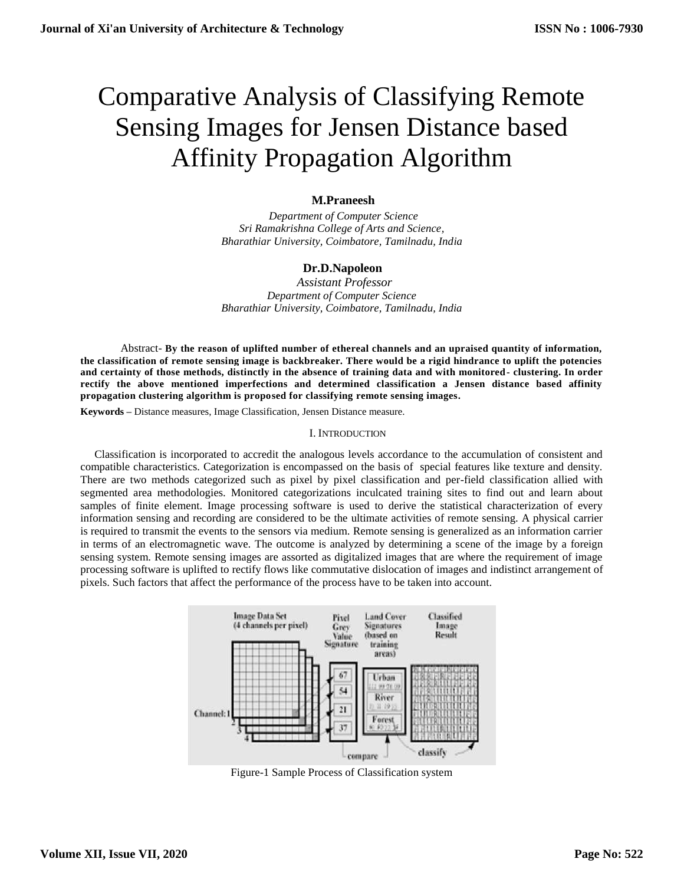# Comparative Analysis of Classifying Remote Sensing Images for Jensen Distance based Affinity Propagation Algorithm

**M.Praneesh**

*Department of Computer Science*
*Sri Ramakrishna College of Arts and Science,*
*Bharathiar University, Coimbatore, Tamilnadu, India*

**Dr.D.Napoleon**

*Assistant Professor*
*Department of Computer Science*
*Bharathiar University, Coimbatore, Tamilnadu, India*

Abstract- **By the reason of uplifted number of ethereal channels and an upraised quantity of information, the classification of remote sensing image is backbreaker. There would be a rigid hindrance to uplift the potencies and certainty of those methods, distinctly in the absence of training data and with monitored- clustering. In order rectify the above mentioned imperfections and determined classification a Jensen distance based affinity propagation clustering algorithm is proposed for classifying remote sensing images.**

**Keywords –** Distance measures, Image Classification, Jensen Distance measure.

## I. INTRODUCTION

Classification is incorporated to accredit the analogous levels accordance to the accumulation of consistent and compatible characteristics. Categorization is encompassed on the basis of special features like texture and density. There are two methods categorized such as pixel by pixel classification and per-field classification allied with segmented area methodologies. Monitored categorizations inculcated training sites to find out and learn about samples of finite element. Image processing software is used to derive the statistical characterization of every information sensing and recording are considered to be the ultimate activities of remote sensing. A physical carrier is required to transmit the events to the sensors via medium. Remote sensing is generalized as an information carrier in terms of an electromagnetic wave. The outcome is analyzed by determining a scene of the image by a foreign sensing system. Remote sensing images are assorted as digitalized images that are where the requirement of image processing software is uplifted to rectify flows like commutative dislocation of images and indistinct arrangement of pixels. Such factors that affect the performance of the process have to be taken into account.

Figure-1 Sample Process of Classification system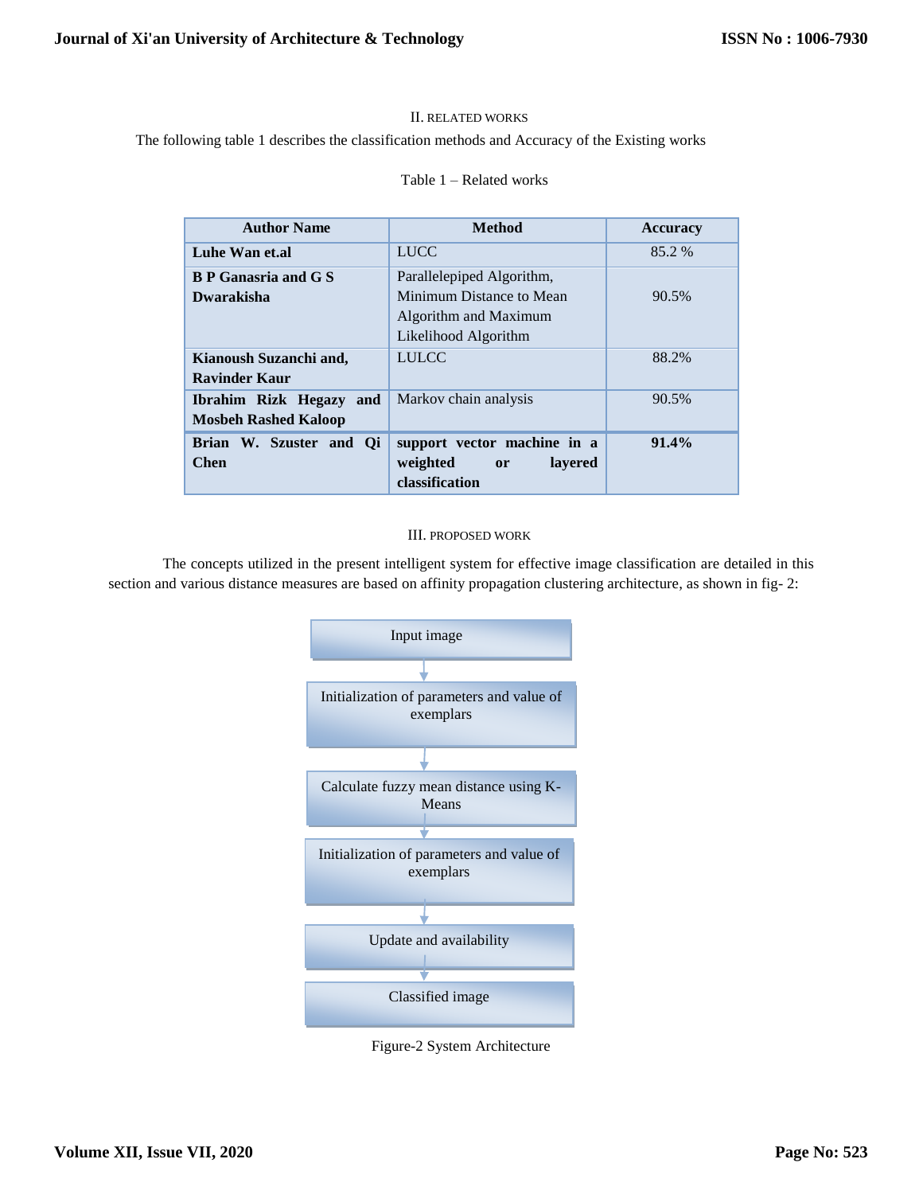## II. Related Works

The following table 1 describes the classification methods and Accuracy of the Existing works

Table 1 – Related works

| Author Name | Method | Accuracy |
|---|---|---|
| **Luhe Wan et.al** | LUCC | 85.2 % |
| **B P Ganasria and G S Dwarakisha** | Parallelepiped Algorithm, Minimum Distance to Mean Algorithm and Maximum Likelihood Algorithm | 90.5% |
| **Kianoush Suzanchi and, Ravinder Kaur** | LULCC | 88.2% |
| **Ibrahim Rizk Hegazy and Mosbeh Rashed Kaloop** | Markov chain analysis | 90.5% |
| **Brian W. Szuster and Qi Chen** | **support vector machine in a weighted or layered classification** | **91.4%** |

## III. Proposed Work

The concepts utilized in the present intelligent system for effective image classification are detailed in this section and various distance measures are based on affinity propagation clustering architecture, as shown in fig- 2:

Input image → Initialization of parameters and value of exemplars → Calculate fuzzy mean distance using K-Means → Initialization of parameters and value of exemplars → Update and availability → Classified image

Figure-2 System Architecture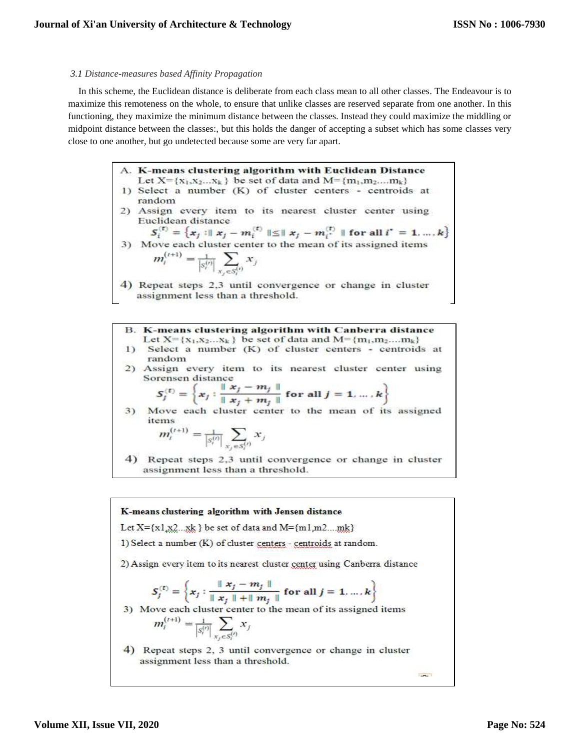*3.1 Distance-measures based Affinity Propagation*

In this scheme, the Euclidean distance is deliberate from each class mean to all other classes. The Endeavour is to maximize this remoteness on the whole, to ensure that unlike classes are reserved separate from one another. In this functioning, they maximize the minimum distance between the classes. Instead they could maximize the middling or midpoint distance between the classes:, but this holds the danger of accepting a subset which has some classes very close to one another, but go undetected because some are very far apart.

**A. K-means clustering algorithm with Euclidean Distance**

Let X={$x_1$,$x_2$...$x_k$} be set of data and M={$m_1$,$m_2$....$m_k$}

1) Select a number (K) of cluster centers - centroids at random
2) Assign every item to its nearest cluster center using Euclidean distance

$$S_i^{(t)} = \{x_j : \| x_j - m_i^{(t)} \| \leq \| x_j - m_{i^*}^{(t)} \| \text{ for all } i^* = 1, \ldots, k\}$$

3) Move each cluster center to the mean of its assigned items

$$m_i^{(t+1)} = \frac{1}{|S_i^{(t)}|} \sum_{x_j \in S_i^{(t)}} x_j$$

4) Repeat steps 2,3 until convergence or change in cluster assignment less than a threshold.

**B. K-means clustering algorithm with Canberra distance**

Let X={$x_1$,$x_2$...$x_k$} be set of data and M={$m_1$,$m_2$....$m_k$}

1) Select a number (K) of cluster centers - centroids at random
2) Assign every item to its nearest cluster center using Sorensen distance

$$S_j^{(t)} = \left\{x_j : \frac{\| x_j - m_j \|}{\| x_j + m_j \|} \text{ for all } j = 1, \ldots, k\right\}$$

3) Move each cluster center to the mean of its assigned items

$$m_i^{(t+1)} = \frac{1}{|S_i^{(t)}|} \sum_{x_j \in S_i^{(t)}} x_j$$

4) Repeat steps 2,3 until convergence or change in cluster assignment less than a threshold.

**K-means clustering algorithm with Jensen distance**

Let X={x1,x2...xk } be set of data and M={m1,m2....mk}

1) Select a number (K) of cluster centers - centroids at random.

2) Assign every item to its nearest cluster center using Canberra distance

$$S_j^{(t)} = \left\{x_j : \frac{\| x_j - m_j \|}{\| x_j \| + \| m_j \|} \text{ for all } j = 1, \ldots, k\right\}$$

3) Move each cluster center to the mean of its assigned items

$$m_i^{(t+1)} = \frac{1}{|S_i^{(t)}|} \sum_{x_j \in S_i^{(t)}} x_j$$

4) Repeat steps 2, 3 until convergence or change in cluster assignment less than a threshold.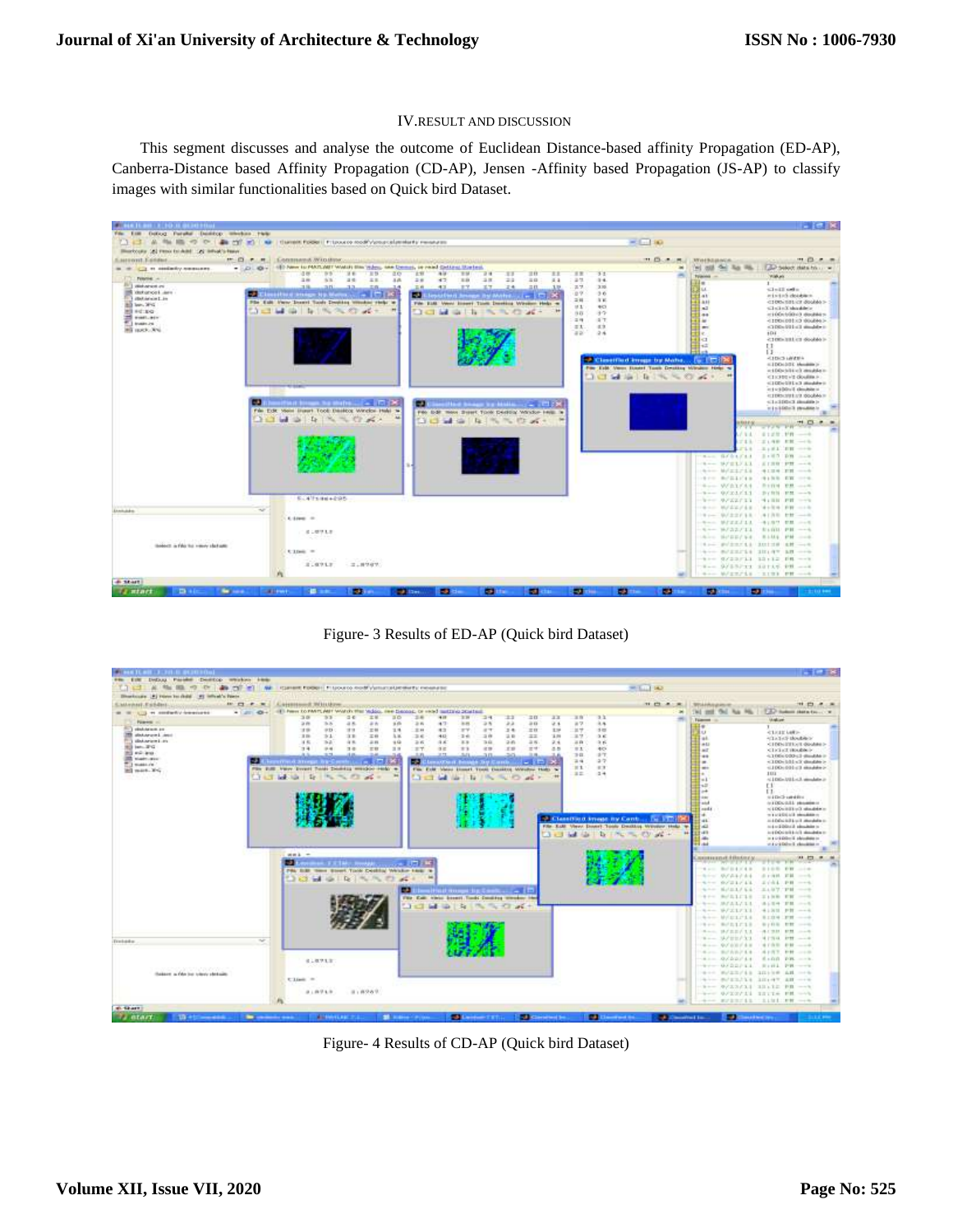## IV.RESULT AND DISCUSSION

This segment discusses and analyse the outcome of Euclidean Distance-based affinity Propagation (ED-AP), Canberra-Distance based Affinity Propagation (CD-AP), Jensen -Affinity based Propagation (JS-AP) to classify images with similar functionalities based on Quick bird Dataset.

Figure- 3 Results of ED-AP (Quick bird Dataset)

Figure- 4 Results of CD-AP (Quick bird Dataset)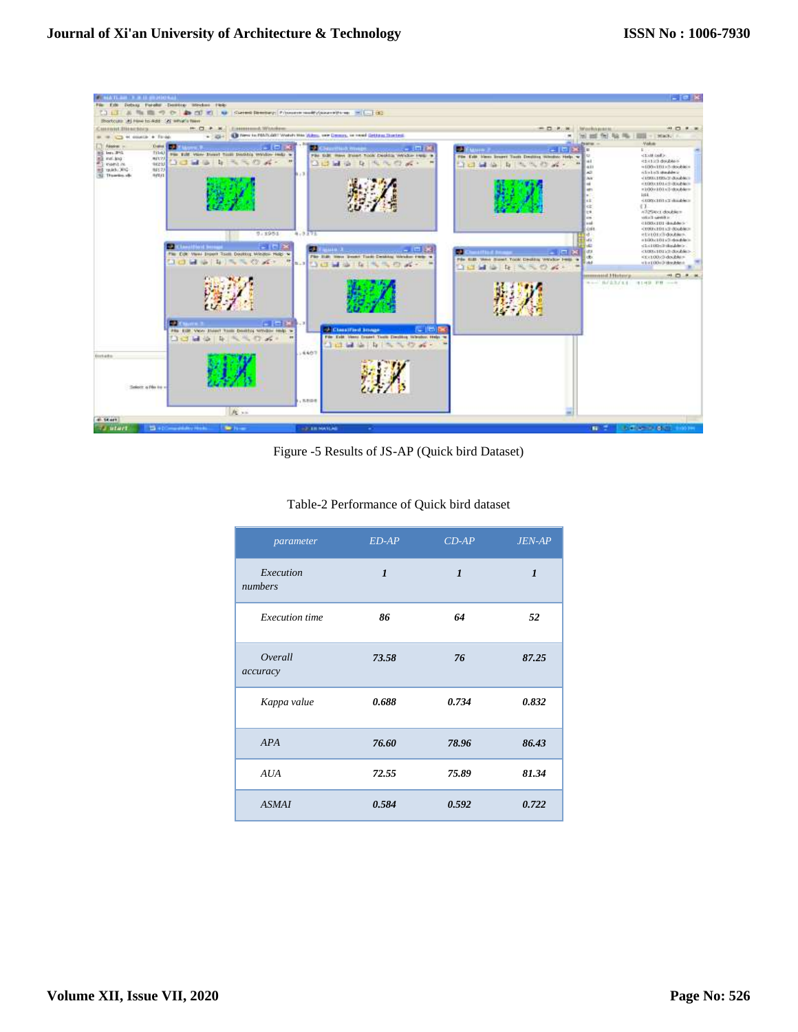Figure -5 Results of JS-AP (Quick bird Dataset)

Table-2 Performance of Quick bird dataset

| *parameter* | *ED-AP* | *CD-AP* | *JEN-AP* |
|---|---|---|---|
| *Execution numbers* | ***1*** | ***1*** | ***1*** |
| *Execution time* | ***86*** | ***64*** | ***52*** |
| *Overall accuracy* | ***73.58*** | ***76*** | ***87.25*** |
| *Kappa value* | ***0.688*** | ***0.734*** | ***0.832*** |
| *APA* | ***76.60*** | ***78.96*** | ***86.43*** |
| *AUA* | ***72.55*** | ***75.89*** | ***81.34*** |
| *ASMAI* | ***0.584*** | ***0.592*** | ***0.722*** |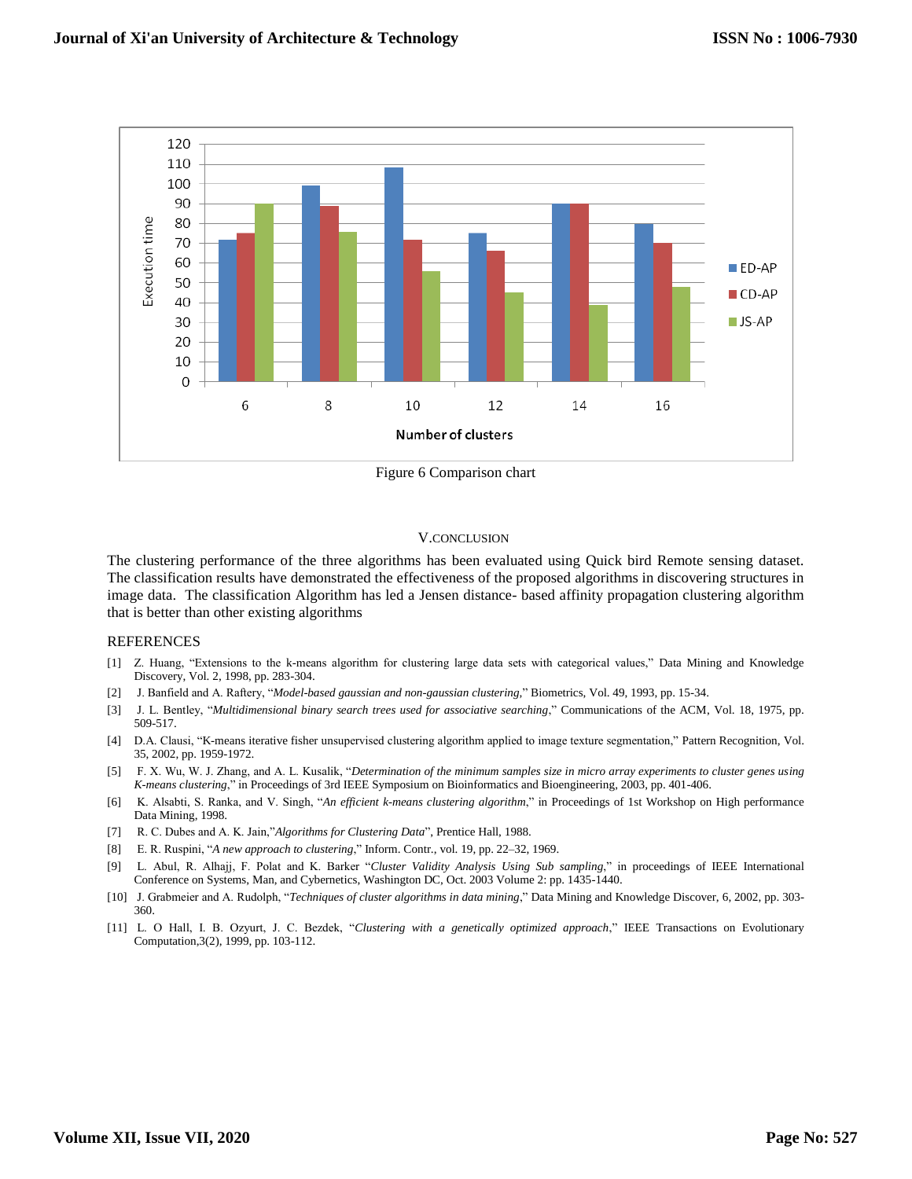120
110
100
90
80
70
60
50
40
30
20
10
0

Execution time

6 8 10 12 14 16

Number of clusters

ED-AP
CD-AP
JS-AP

Figure 6 Comparison chart

## V. CONCLUSION

The clustering performance of the three algorithms has been evaluated using Quick bird Remote sensing dataset. The classification results have demonstrated the effectiveness of the proposed algorithms in discovering structures in image data. The classification Algorithm has led a Jensen distance- based affinity propagation clustering algorithm that is better than other existing algorithms

## REFERENCES

[1] Z. Huang, "Extensions to the k-means algorithm for clustering large data sets with categorical values," Data Mining and Knowledge Discovery, Vol. 2, 1998, pp. 283-304.

[2] J. Banfield and A. Raftery, "*Model-based gaussian and non-gaussian clustering*," Biometrics, Vol. 49, 1993, pp. 15-34.

[3] J. L. Bentley, "*Multidimensional binary search trees used for associative searching*," Communications of the ACM, Vol. 18, 1975, pp. 509-517.

[4] D.A. Clausi, "K-means iterative fisher unsupervised clustering algorithm applied to image texture segmentation," Pattern Recognition, Vol. 35, 2002, pp. 1959-1972.

[5] F. X. Wu, W. J. Zhang, and A. L. Kusalik, "*Determination of the minimum samples size in micro array experiments to cluster genes using K-means clustering*," in Proceedings of 3rd IEEE Symposium on Bioinformatics and Bioengineering, 2003, pp. 401-406.

[6] K. Alsabti, S. Ranka, and V. Singh, "*An efficient k-means clustering algorithm*," in Proceedings of 1st Workshop on High performance Data Mining, 1998.

[7] R. C. Dubes and A. K. Jain,"*Algorithms for Clustering Data*", Prentice Hall, 1988.

[8] E. R. Ruspini, "*A new approach to clustering*," Inform. Contr., vol. 19, pp. 22–32, 1969.

[9] L. Abul, R. Alhajj, F. Polat and K. Barker "*Cluster Validity Analysis Using Sub sampling*," in proceedings of IEEE International Conference on Systems, Man, and Cybernetics, Washington DC, Oct. 2003 Volume 2: pp. 1435-1440.

[10] J. Grabmeier and A. Rudolph, "*Techniques of cluster algorithms in data mining*," Data Mining and Knowledge Discover, 6, 2002, pp. 303-360.

[11] L. O Hall, I. B. Ozyurt, J. C. Bezdek, "*Clustering with a genetically optimized approach*," IEEE Transactions on Evolutionary Computation,3(2), 1999, pp. 103-112.